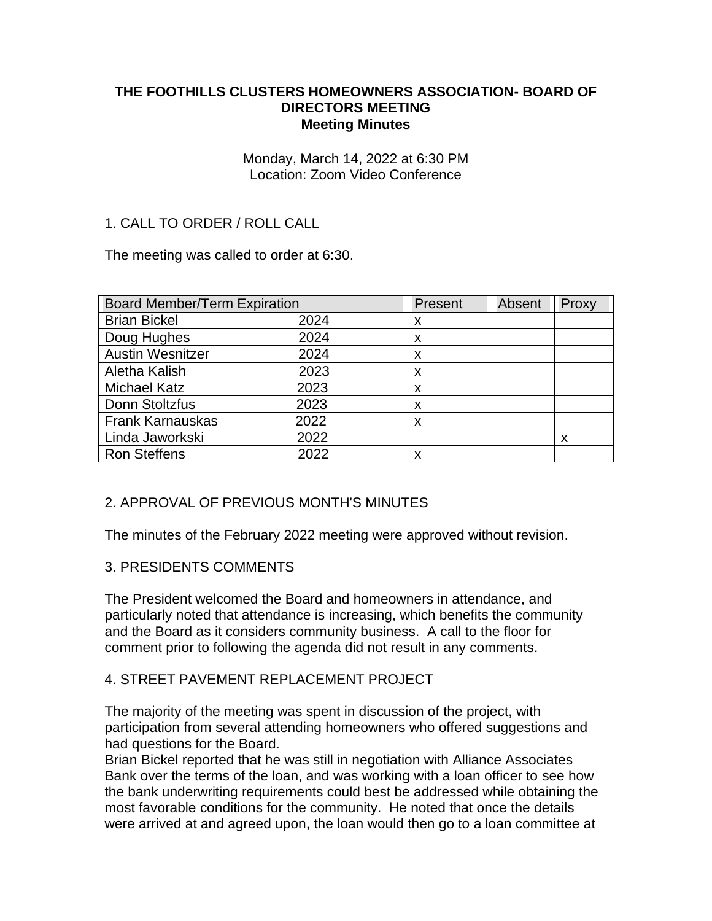**THE FOOTHILLS CLUSTERS HOMEOWNERS ASSOCIATION- BOARD OF DIRECTORS MEETING**
**Meeting Minutes**

Monday, March 14, 2022 at 6:30 PM
Location: Zoom Video Conference

1. CALL TO ORDER / ROLL CALL

The meeting was called to order at 6:30.

| Board Member/Term Expiration | | Present | Absent | Proxy |
|---|---|---|---|---|
| Brian Bickel | 2024 | x | | |
| Doug Hughes | 2024 | x | | |
| Austin Wesnitzer | 2024 | x | | |
| Aletha Kalish | 2023 | x | | |
| Michael Katz | 2023 | x | | |
| Donn Stoltzfus | 2023 | x | | |
| Frank Karnauskas | 2022 | x | | |
| Linda Jaworkski | 2022 | | | x |
| Ron Steffens | 2022 | x | | |

2. APPROVAL OF PREVIOUS MONTH'S MINUTES

The minutes of the February 2022 meeting were approved without revision.

3. PRESIDENTS COMMENTS

The President welcomed the Board and homeowners in attendance, and particularly noted that attendance is increasing, which benefits the community and the Board as it considers community business. A call to the floor for comment prior to following the agenda did not result in any comments.

4. STREET PAVEMENT REPLACEMENT PROJECT

The majority of the meeting was spent in discussion of the project, with participation from several attending homeowners who offered suggestions and had questions for the Board.
Brian Bickel reported that he was still in negotiation with Alliance Associates Bank over the terms of the loan, and was working with a loan officer to see how the bank underwriting requirements could best be addressed while obtaining the most favorable conditions for the community. He noted that once the details were arrived at and agreed upon, the loan would then go to a loan committee at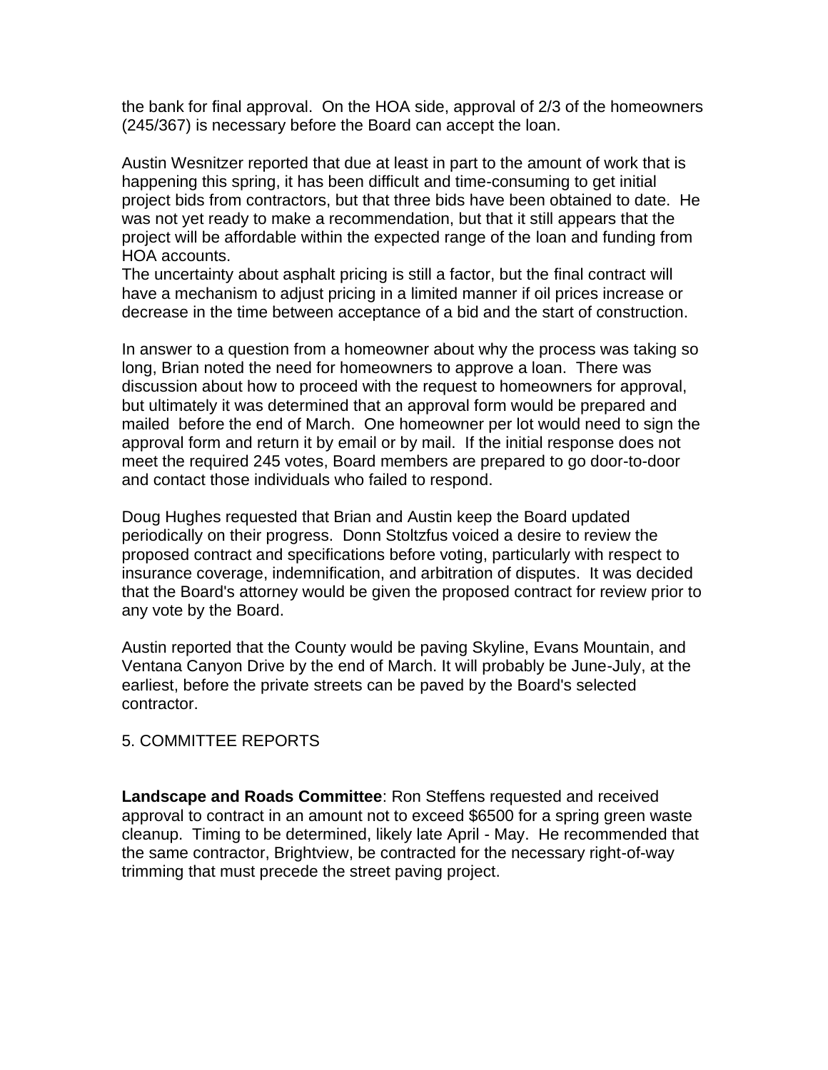the bank for final approval. On the HOA side, approval of 2/3 of the homeowners (245/367) is necessary before the Board can accept the loan.

Austin Wesnitzer reported that due at least in part to the amount of work that is happening this spring, it has been difficult and time-consuming to get initial project bids from contractors, but that three bids have been obtained to date. He was not yet ready to make a recommendation, but that it still appears that the project will be affordable within the expected range of the loan and funding from HOA accounts.
The uncertainty about asphalt pricing is still a factor, but the final contract will have a mechanism to adjust pricing in a limited manner if oil prices increase or decrease in the time between acceptance of a bid and the start of construction.

In answer to a question from a homeowner about why the process was taking so long, Brian noted the need for homeowners to approve a loan. There was discussion about how to proceed with the request to homeowners for approval, but ultimately it was determined that an approval form would be prepared and mailed before the end of March. One homeowner per lot would need to sign the approval form and return it by email or by mail. If the initial response does not meet the required 245 votes, Board members are prepared to go door-to-door and contact those individuals who failed to respond.

Doug Hughes requested that Brian and Austin keep the Board updated periodically on their progress. Donn Stoltzfus voiced a desire to review the proposed contract and specifications before voting, particularly with respect to insurance coverage, indemnification, and arbitration of disputes. It was decided that the Board's attorney would be given the proposed contract for review prior to any vote by the Board.

Austin reported that the County would be paving Skyline, Evans Mountain, and Ventana Canyon Drive by the end of March. It will probably be June-July, at the earliest, before the private streets can be paved by the Board's selected contractor.

5. COMMITTEE REPORTS

**Landscape and Roads Committee**: Ron Steffens requested and received approval to contract in an amount not to exceed $6500 for a spring green waste cleanup. Timing to be determined, likely late April - May. He recommended that the same contractor, Brightview, be contracted for the necessary right-of-way trimming that must precede the street paving project.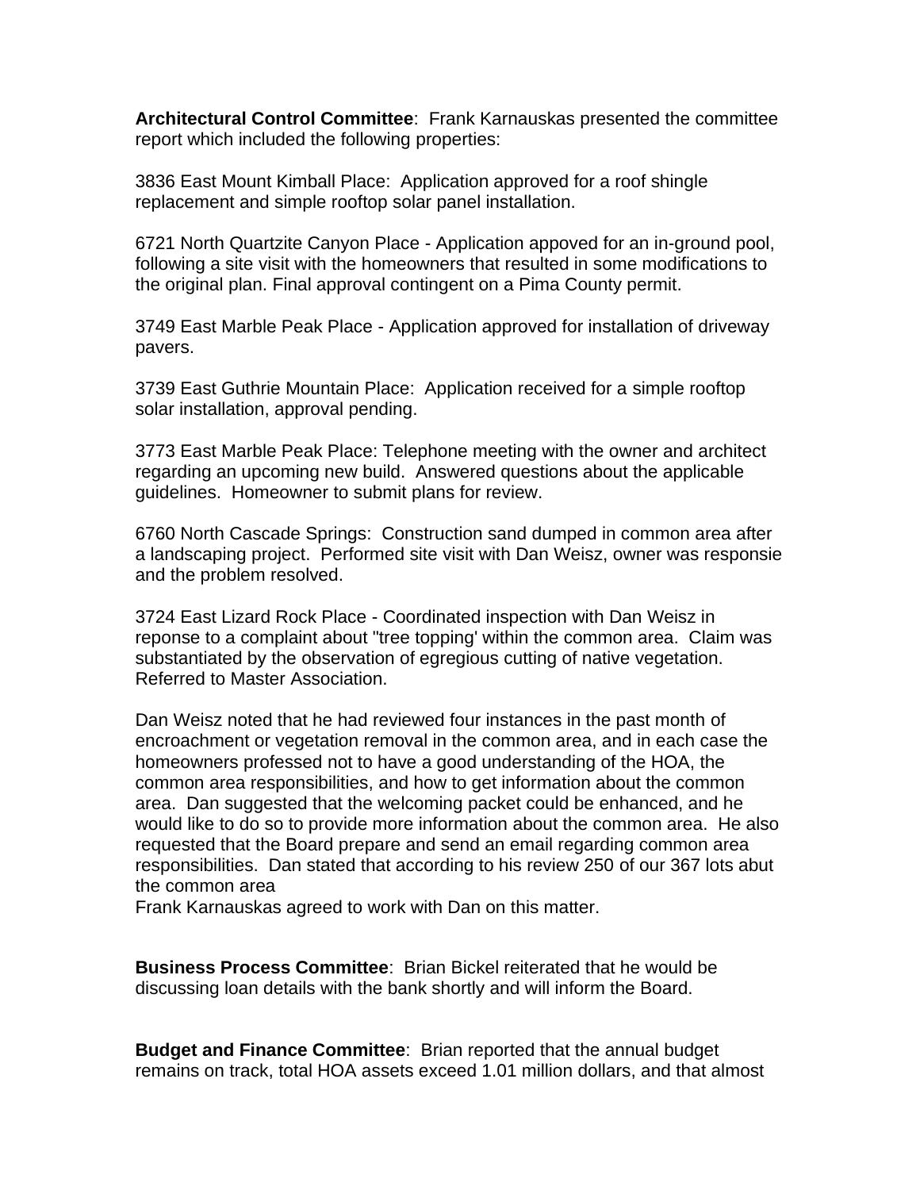**Architectural Control Committee**: Frank Karnauskas presented the committee report which included the following properties:

3836 East Mount Kimball Place: Application approved for a roof shingle replacement and simple rooftop solar panel installation.

6721 North Quartzite Canyon Place - Application appoved for an in-ground pool, following a site visit with the homeowners that resulted in some modifications to the original plan. Final approval contingent on a Pima County permit.

3749 East Marble Peak Place - Application approved for installation of driveway pavers.

3739 East Guthrie Mountain Place: Application received for a simple rooftop solar installation, approval pending.

3773 East Marble Peak Place: Telephone meeting with the owner and architect regarding an upcoming new build. Answered questions about the applicable guidelines. Homeowner to submit plans for review.

6760 North Cascade Springs: Construction sand dumped in common area after a landscaping project. Performed site visit with Dan Weisz, owner was responsie and the problem resolved.

3724 East Lizard Rock Place - Coordinated inspection with Dan Weisz in reponse to a complaint about "tree topping' within the common area. Claim was substantiated by the observation of egregious cutting of native vegetation. Referred to Master Association.

Dan Weisz noted that he had reviewed four instances in the past month of encroachment or vegetation removal in the common area, and in each case the homeowners professed not to have a good understanding of the HOA, the common area responsibilities, and how to get information about the common area. Dan suggested that the welcoming packet could be enhanced, and he would like to do so to provide more information about the common area. He also requested that the Board prepare and send an email regarding common area responsibilities. Dan stated that according to his review 250 of our 367 lots abut the common area
Frank Karnauskas agreed to work with Dan on this matter.

**Business Process Committee**: Brian Bickel reiterated that he would be discussing loan details with the bank shortly and will inform the Board.

**Budget and Finance Committee**: Brian reported that the annual budget remains on track, total HOA assets exceed 1.01 million dollars, and that almost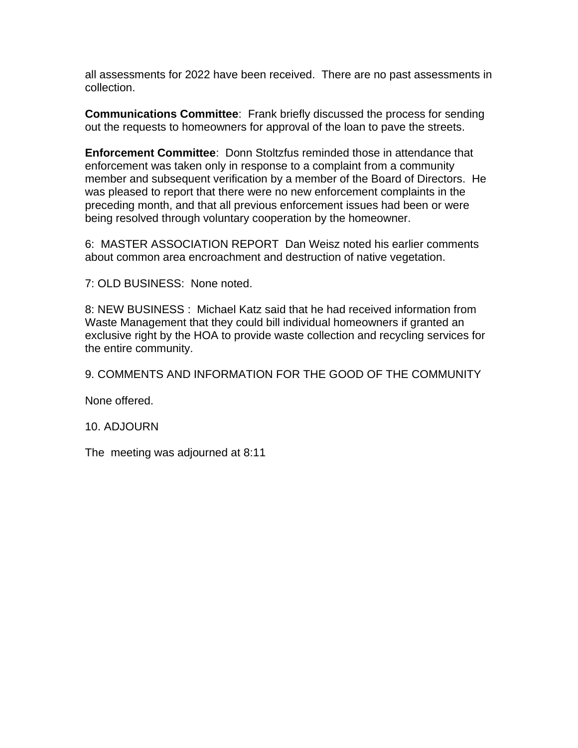all assessments for 2022 have been received. There are no past assessments in collection.

**Communications Committee**: Frank briefly discussed the process for sending out the requests to homeowners for approval of the loan to pave the streets.

**Enforcement Committee**: Donn Stoltzfus reminded those in attendance that enforcement was taken only in response to a complaint from a community member and subsequent verification by a member of the Board of Directors. He was pleased to report that there were no new enforcement complaints in the preceding month, and that all previous enforcement issues had been or were being resolved through voluntary cooperation by the homeowner.

6: MASTER ASSOCIATION REPORT Dan Weisz noted his earlier comments about common area encroachment and destruction of native vegetation.

7: OLD BUSINESS: None noted.

8: NEW BUSINESS : Michael Katz said that he had received information from Waste Management that they could bill individual homeowners if granted an exclusive right by the HOA to provide waste collection and recycling services for the entire community.

9. COMMENTS AND INFORMATION FOR THE GOOD OF THE COMMUNITY

None offered.

10. ADJOURN

The meeting was adjourned at 8:11